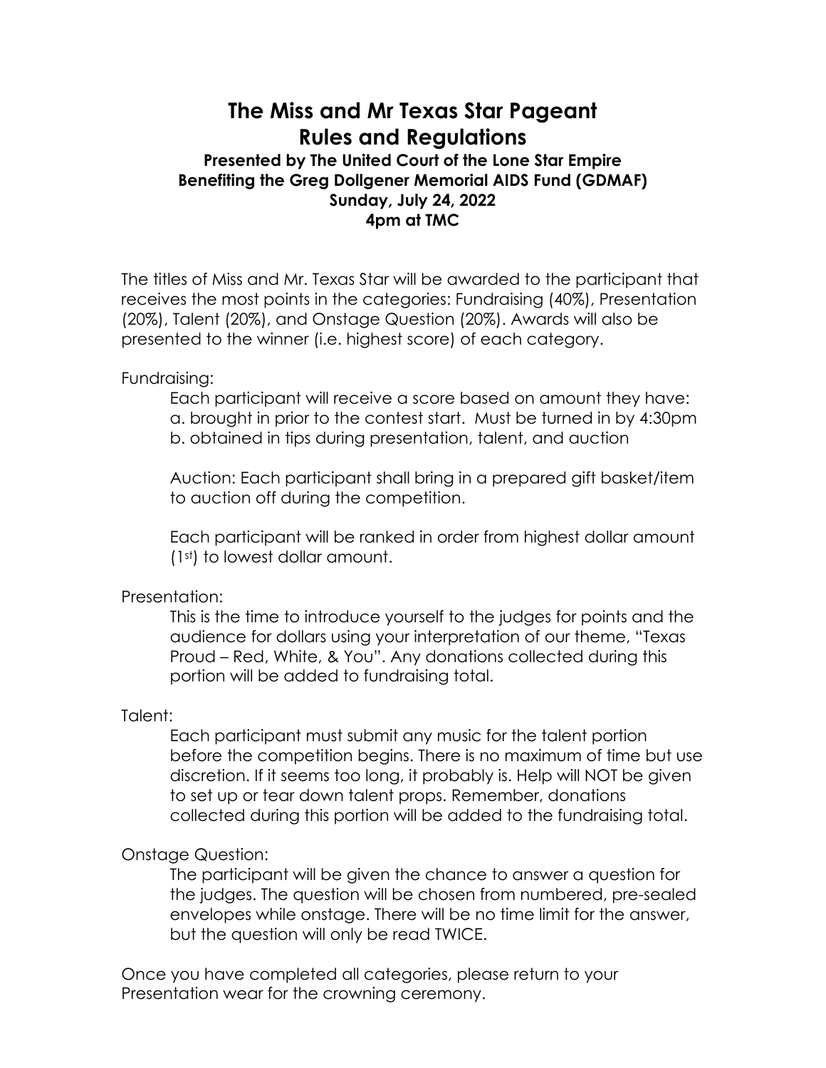# The Miss and Mr Texas Star Pageant
# Rules and Regulations

**Presented by The United Court of the Lone Star Empire**
**Benefiting the Greg Dollgener Memorial AIDS Fund (GDMAF)**
**Sunday, July 24, 2022**
**4pm at TMC**

The titles of Miss and Mr. Texas Star will be awarded to the participant that receives the most points in the categories: Fundraising (40%), Presentation (20%), Talent (20%), and Onstage Question (20%). Awards will also be presented to the winner (i.e. highest score) of each category.

Fundraising:

Each participant will receive a score based on amount they have:
a. brought in prior to the contest start. Must be turned in by 4:30pm
b. obtained in tips during presentation, talent, and auction

Auction: Each participant shall bring in a prepared gift basket/item to auction off during the competition.

Each participant will be ranked in order from highest dollar amount (1st) to lowest dollar amount.

Presentation:

This is the time to introduce yourself to the judges for points and the audience for dollars using your interpretation of our theme, "Texas Proud – Red, White, & You". Any donations collected during this portion will be added to fundraising total.

Talent:

Each participant must submit any music for the talent portion before the competition begins. There is no maximum of time but use discretion. If it seems too long, it probably is. Help will NOT be given to set up or tear down talent props. Remember, donations collected during this portion will be added to the fundraising total.

Onstage Question:

The participant will be given the chance to answer a question for the judges. The question will be chosen from numbered, pre-sealed envelopes while onstage. There will be no time limit for the answer, but the question will only be read TWICE.

Once you have completed all categories, please return to your Presentation wear for the crowning ceremony.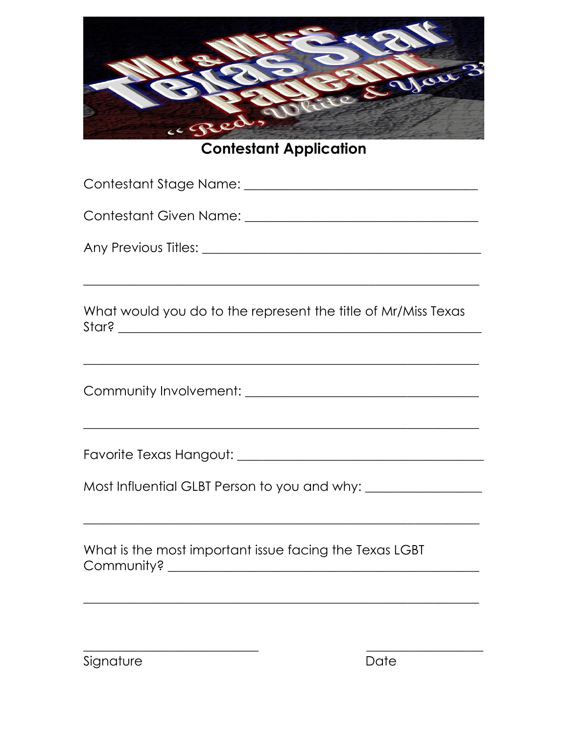Mr & Miss Texas Star Pageant

"Red, White & You 3"

## Contestant Application

Contestant Stage Name: ___________________________________

Contestant Given Name: ___________________________________

Any Previous Titles: ___________________________________

___________________________________________________________

What would you do to the represent the title of Mr/Miss Texas Star? ___________________________________________________________

___________________________________________________________

Community Involvement: ___________________________________

___________________________________________________________

Favorite Texas Hangout: ___________________________________

Most Influential GLBT Person to you and why: _________________

___________________________________________________________

What is the most important issue facing the Texas LGBT Community? ___________________________________________________________

___________________________________________________________

_________________________ _________________

Signature Date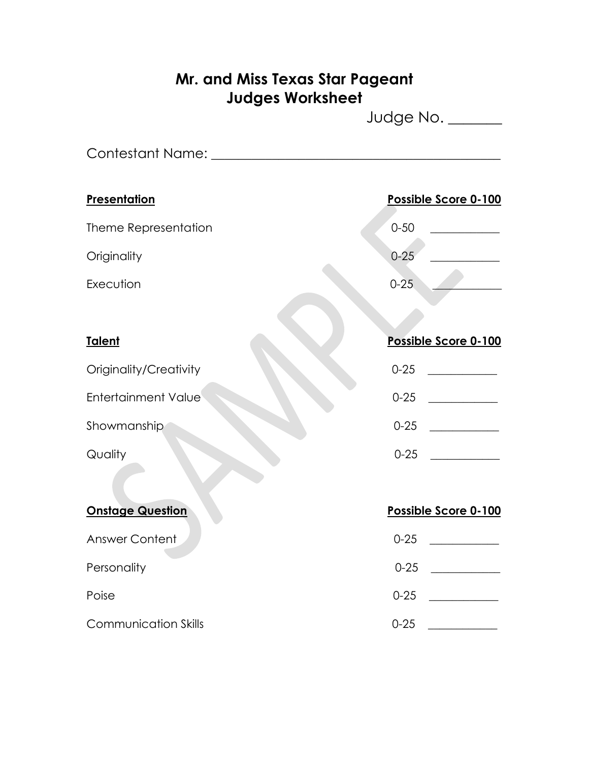# Mr. and Miss Texas Star Pageant
## Judges Worksheet

Judge No. _______

Contestant Name: ___________________________________________

| **Presentation** | **Possible Score 0-100** | |
| --- | --- | --- |
| Theme Representation | 0-50 | ____________ |
| Originality | 0-25 | ____________ |
| Execution | 0-25 | ____________ |

| **Talent** | **Possible Score 0-100** | |
| --- | --- | --- |
| Originality/Creativity | 0-25 | ____________ |
| Entertainment Value | 0-25 | ____________ |
| Showmanship | 0-25 | ____________ |
| Quality | 0-25 | ____________ |

| **Onstage Question** | **Possible Score 0-100** | |
| --- | --- | --- |
| Answer Content | 0-25 | ____________ |
| Personality | 0-25 | ____________ |
| Poise | 0-25 | ____________ |
| Communication Skills | 0-25 | ____________ |

SAMPLE